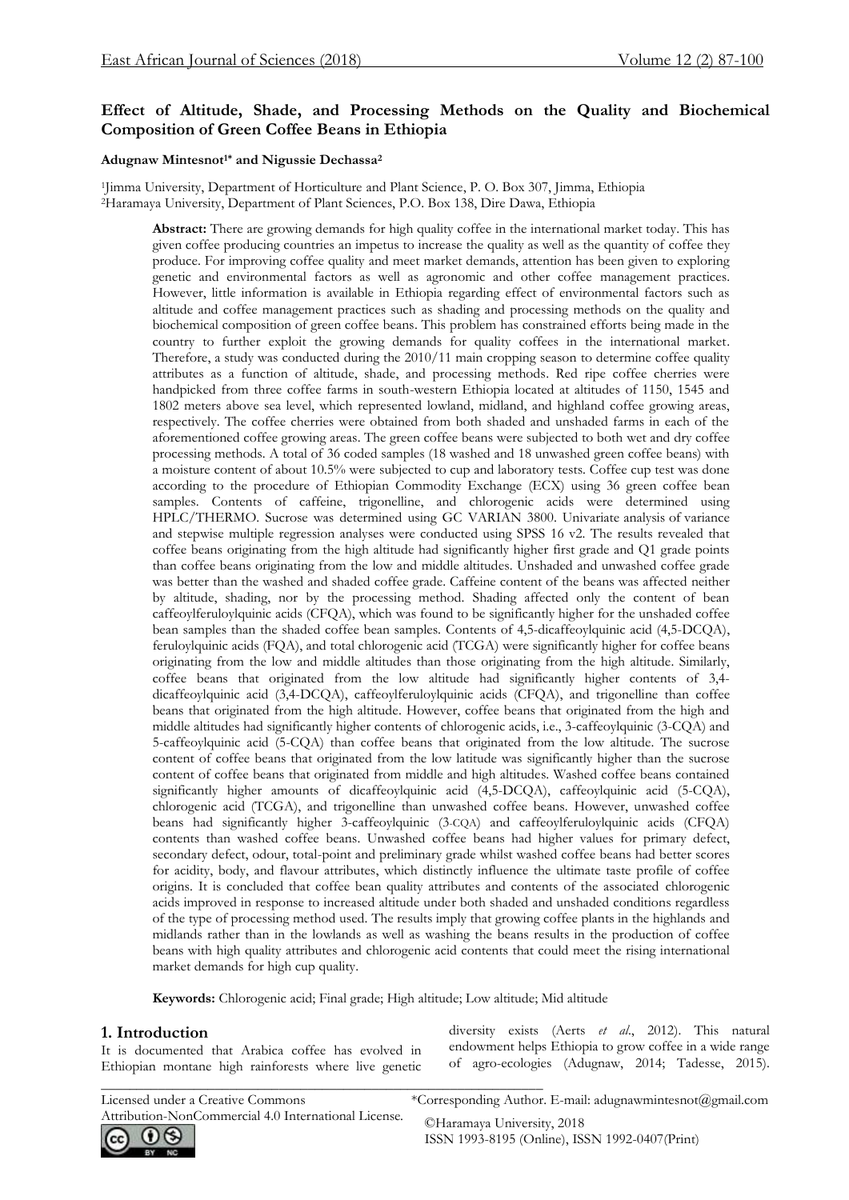# Effect of Altitude, Shade, and Processing Methods on the Quality and Biochemical Composition of Green Coffee Beans in Ethiopia

**Adugnaw Mintesnot[1]* and Nigussie Dechassa[2]**

[1]Jimma University, Department of Horticulture and Plant Science, P. O. Box 307, Jimma, Ethiopia
[2]Haramaya University, Department of Plant Sciences, P.O. Box 138, Dire Dawa, Ethiopia

**Abstract:** There are growing demands for high quality coffee in the international market today. This has given coffee producing countries an impetus to increase the quality as well as the quantity of coffee they produce. For improving coffee quality and meet market demands, attention has been given to exploring genetic and environmental factors as well as agronomic and other coffee management practices. However, little information is available in Ethiopia regarding effect of environmental factors such as altitude and coffee management practices such as shading and processing methods on the quality and biochemical composition of green coffee beans. This problem has constrained efforts being made in the country to further exploit the growing demands for quality coffees in the international market. Therefore, a study was conducted during the 2010/11 main cropping season to determine coffee quality attributes as a function of altitude, shade, and processing methods. Red ripe coffee cherries were handpicked from three coffee farms in south-western Ethiopia located at altitudes of 1150, 1545 and 1802 meters above sea level, which represented lowland, midland, and highland coffee growing areas, respectively. The coffee cherries were obtained from both shaded and unshaded farms in each of the aforementioned coffee growing areas. The green coffee beans were subjected to both wet and dry coffee processing methods. A total of 36 coded samples (18 washed and 18 unwashed green coffee beans) with a moisture content of about 10.5% were subjected to cup and laboratory tests. Coffee cup test was done according to the procedure of Ethiopian Commodity Exchange (ECX) using 36 green coffee bean samples. Contents of caffeine, trigonelline, and chlorogenic acids were determined using HPLC/THERMO. Sucrose was determined using GC VARIAN 3800. Univariate analysis of variance and stepwise multiple regression analyses were conducted using SPSS 16 v2. The results revealed that coffee beans originating from the high altitude had significantly higher first grade and Q1 grade points than coffee beans originating from the low and middle altitudes. Unshaded and unwashed coffee grade was better than the washed and shaded coffee grade. Caffeine content of the beans was affected neither by altitude, shading, nor by the processing method. Shading affected only the content of bean caffeoylferuloylquinic acids (CFQA), which was found to be significantly higher for the unshaded coffee bean samples than the shaded coffee bean samples. Contents of 4,5-dicaffeoylquinic acid (4,5-DCQA), feruloylquinic acids (FQA), and total chlorogenic acid (TCGA) were significantly higher for coffee beans originating from the low and middle altitudes than those originating from the high altitude. Similarly, coffee beans that originated from the low altitude had significantly higher contents of 3,4-dicaffeoylquinic acid (3,4-DCQA), caffeoylferuloylquinic acids (CFQA), and trigonelline than coffee beans that originated from the high altitude. However, coffee beans that originated from the high and middle altitudes had significantly higher contents of chlorogenic acids, i.e., 3-caffeoylquinic (3-CQA) and 5-caffeoylquinic acid (5-CQA) than coffee beans that originated from the low altitude. The sucrose content of coffee beans that originated from the low latitude was significantly higher than the sucrose content of coffee beans that originated from middle and high altitudes. Washed coffee beans contained significantly higher amounts of dicaffeoylquinic acid (4,5-DCQA), caffeoylquinic acid (5-CQA), chlorogenic acid (TCGA), and trigonelline than unwashed coffee beans. However, unwashed coffee beans had significantly higher 3-caffeoylquinic (3-CQA) and caffeoylferuloylquinic acids (CFQA) contents than washed coffee beans. Unwashed coffee beans had higher values for primary defect, secondary defect, odour, total-point and preliminary grade whilst washed coffee beans had better scores for acidity, body, and flavour attributes, which distinctly influence the ultimate taste profile of coffee origins. It is concluded that coffee bean quality attributes and contents of the associated chlorogenic acids improved in response to increased altitude under both shaded and unshaded conditions regardless of the type of processing method used. The results imply that growing coffee plants in the highlands and midlands rather than in the lowlands as well as washing the beans results in the production of coffee beans with high quality attributes and chlorogenic acid contents that could meet the rising international market demands for high cup quality.

**Keywords:** Chlorogenic acid; Final grade; High altitude; Low altitude; Mid altitude

## 1. Introduction

It is documented that Arabica coffee has evolved in Ethiopian montane high rainforests where live genetic diversity exists (Aerts *et al*., 2012). This natural endowment helps Ethiopia to grow coffee in a wide range of agro-ecologies (Adugnaw, 2014; Tadesse, 2015).

Licensed under a Creative Commons Attribution-NonCommercial 4.0 International License.

*Corresponding Author. E-mail: adugnawmintesnot@gmail.com

©Haramaya University, 2018
ISSN 1993-8195 (Online), ISSN 1992-0407(Print)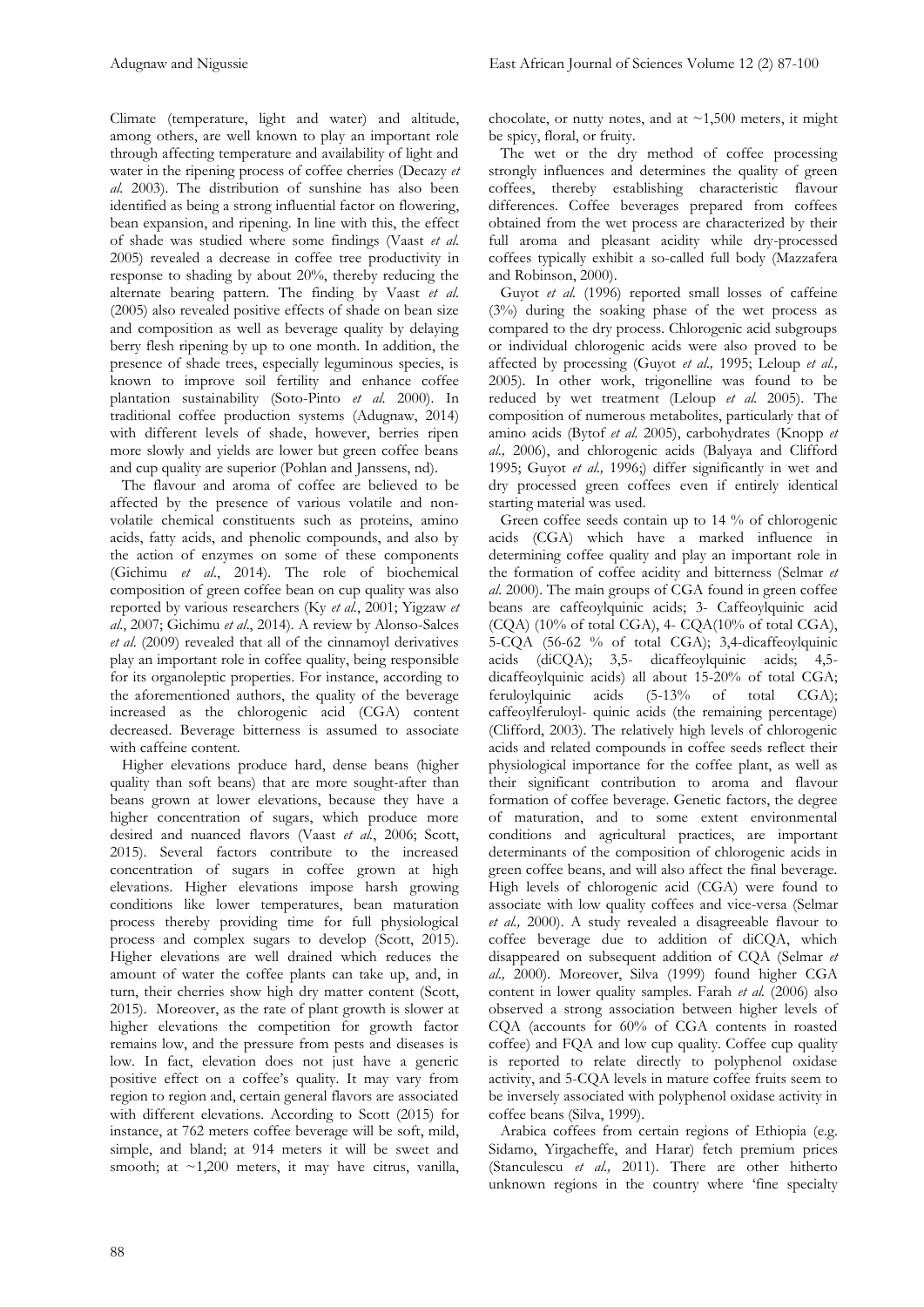Climate (temperature, light and water) and altitude, among others, are well known to play an important role through affecting temperature and availability of light and water in the ripening process of coffee cherries (Decazy *et al.* 2003). The distribution of sunshine has also been identified as being a strong influential factor on flowering, bean expansion, and ripening. In line with this, the effect of shade was studied where some findings (Vaast *et al.* 2005) revealed a decrease in coffee tree productivity in response to shading by about 20%, thereby reducing the alternate bearing pattern. The finding by Vaast *et al.* (2005) also revealed positive effects of shade on bean size and composition as well as beverage quality by delaying berry flesh ripening by up to one month. In addition, the presence of shade trees, especially leguminous species, is known to improve soil fertility and enhance coffee plantation sustainability (Soto-Pinto *et al.* 2000). In traditional coffee production systems (Adugnaw, 2014) with different levels of shade, however, berries ripen more slowly and yields are lower but green coffee beans and cup quality are superior (Pohlan and Janssens, nd).

The flavour and aroma of coffee are believed to be affected by the presence of various volatile and non-volatile chemical constituents such as proteins, amino acids, fatty acids, and phenolic compounds, and also by the action of enzymes on some of these components (Gichimu *et al*., 2014). The role of biochemical composition of green coffee bean on cup quality was also reported by various researchers (Ky *et al*., 2001; Yigzaw *et al*., 2007; Gichimu *et al*., 2014). A review by Alonso-Salces *et al.* (2009) revealed that all of the cinnamoyl derivatives play an important role in coffee quality, being responsible for its organoleptic properties. For instance, according to the aforementioned authors, the quality of the beverage increased as the chlorogenic acid (CGA) content decreased. Beverage bitterness is assumed to associate with caffeine content.

Higher elevations produce hard, dense beans (higher quality than soft beans) that are more sought-after than beans grown at lower elevations, because they have a higher concentration of sugars, which produce more desired and nuanced flavors (Vaast *et al.*, 2006; Scott, 2015). Several factors contribute to the increased concentration of sugars in coffee grown at high elevations. Higher elevations impose harsh growing conditions like lower temperatures, bean maturation process thereby providing time for full physiological process and complex sugars to develop (Scott, 2015). Higher elevations are well drained which reduces the amount of water the coffee plants can take up, and, in turn, their cherries show high dry matter content (Scott, 2015). Moreover, as the rate of plant growth is slower at higher elevations the competition for growth factor remains low, and the pressure from pests and diseases is low. In fact, elevation does not just have a generic positive effect on a coffee's quality. It may vary from region to region and, certain general flavors are associated with different elevations. According to Scott (2015) for instance, at 762 meters coffee beverage will be soft, mild, simple, and bland; at 914 meters it will be sweet and smooth; at ~1,200 meters, it may have citrus, vanilla, chocolate, or nutty notes, and at ~1,500 meters, it might be spicy, floral, or fruity.

The wet or the dry method of coffee processing strongly influences and determines the quality of green coffees, thereby establishing characteristic flavour differences. Coffee beverages prepared from coffees obtained from the wet process are characterized by their full aroma and pleasant acidity while dry-processed coffees typically exhibit a so-called full body (Mazzafera and Robinson, 2000).

Guyot *et al.* (1996) reported small losses of caffeine (3%) during the soaking phase of the wet process as compared to the dry process. Chlorogenic acid subgroups or individual chlorogenic acids were also proved to be affected by processing (Guyot *et al.,* 1995; Leloup *et al.,* 2005). In other work, trigonelline was found to be reduced by wet treatment (Leloup *et al.* 2005). The composition of numerous metabolites, particularly that of amino acids (Bytof *et al.* 2005), carbohydrates (Knopp *et al.,* 2006), and chlorogenic acids (Balyaya and Clifford 1995; Guyot *et al.,* 1996;) differ significantly in wet and dry processed green coffees even if entirely identical starting material was used.

Green coffee seeds contain up to 14 % of chlorogenic acids (CGA) which have a marked influence in determining coffee quality and play an important role in the formation of coffee acidity and bitterness (Selmar *et al.* 2000). The main groups of CGA found in green coffee beans are caffeoylquinic acids; 3- Caffeoylquinic acid (CQA) (10% of total CGA), 4- CQA(10% of total CGA), 5-CQA (56-62 % of total CGA); 3,4-dicaffeoylquinic acids (diCQA); 3,5- dicaffeoylquinic acids; 4,5-dicaffeoylquinic acids) all about 15-20% of total CGA; feruloylquinic acids (5-13% of total CGA); caffeoylferuloyl- quinic acids (the remaining percentage) (Clifford, 2003). The relatively high levels of chlorogenic acids and related compounds in coffee seeds reflect their physiological importance for the coffee plant, as well as their significant contribution to aroma and flavour formation of coffee beverage. Genetic factors, the degree of maturation, and to some extent environmental conditions and agricultural practices, are important determinants of the composition of chlorogenic acids in green coffee beans, and will also affect the final beverage. High levels of chlorogenic acid (CGA) were found to associate with low quality coffees and vice-versa (Selmar *et al.,* 2000). A study revealed a disagreeable flavour to coffee beverage due to addition of diCQA, which disappeared on subsequent addition of CQA (Selmar *et al.,* 2000). Moreover, Silva (1999) found higher CGA content in lower quality samples. Farah *et al.* (2006) also observed a strong association between higher levels of CQA (accounts for 60% of CGA contents in roasted coffee) and FQA and low cup quality. Coffee cup quality is reported to relate directly to polyphenol oxidase activity, and 5-CQA levels in mature coffee fruits seem to be inversely associated with polyphenol oxidase activity in coffee beans (Silva, 1999).

Arabica coffees from certain regions of Ethiopia (e.g. Sidamo, Yirgacheffe, and Harar) fetch premium prices (Stanculescu *et al.,* 2011). There are other hitherto unknown regions in the country where 'fine specialty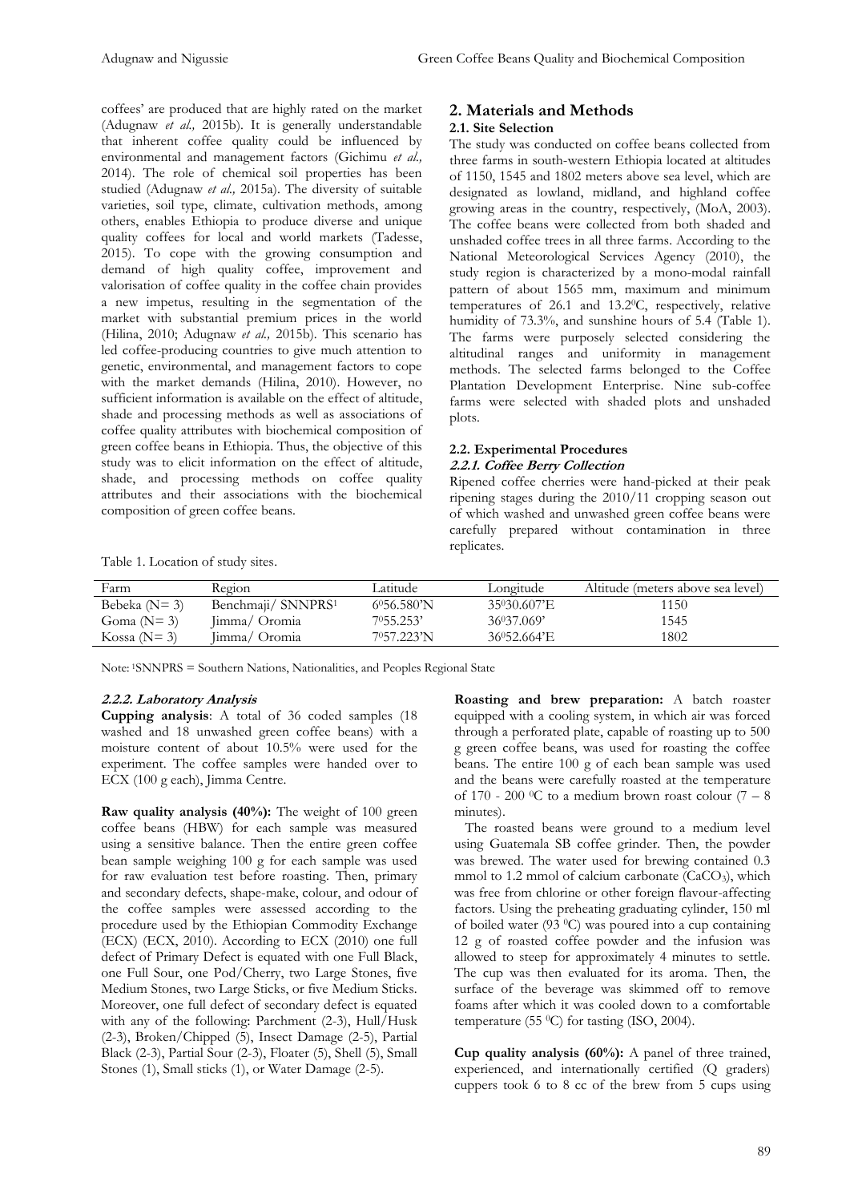coffees' are produced that are highly rated on the market (Adugnaw *et al.,* 2015b). It is generally understandable that inherent coffee quality could be influenced by environmental and management factors (Gichimu *et al.,* 2014). The role of chemical soil properties has been studied (Adugnaw *et al.,* 2015a). The diversity of suitable varieties, soil type, climate, cultivation methods, among others, enables Ethiopia to produce diverse and unique quality coffees for local and world markets (Tadesse, 2015). To cope with the growing consumption and demand of high quality coffee, improvement and valorisation of coffee quality in the coffee chain provides a new impetus, resulting in the segmentation of the market with substantial premium prices in the world (Hilina, 2010; Adugnaw *et al.,* 2015b). This scenario has led coffee-producing countries to give much attention to genetic, environmental, and management factors to cope with the market demands (Hilina, 2010). However, no sufficient information is available on the effect of altitude, shade and processing methods as well as associations of coffee quality attributes with biochemical composition of green coffee beans in Ethiopia. Thus, the objective of this study was to elicit information on the effect of altitude, shade, and processing methods on coffee quality attributes and their associations with the biochemical composition of green coffee beans.

## 2. Materials and Methods

### 2.1. Site Selection

The study was conducted on coffee beans collected from three farms in south-western Ethiopia located at altitudes of 1150, 1545 and 1802 meters above sea level, which are designated as lowland, midland, and highland coffee growing areas in the country, respectively, (MoA, 2003). The coffee beans were collected from both shaded and unshaded coffee trees in all three farms. According to the National Meteorological Services Agency (2010), the study region is characterized by a mono-modal rainfall pattern of about 1565 mm, maximum and minimum temperatures of 26.1 and 13.2 $^0$C, respectively, relative humidity of 73.3%, and sunshine hours of 5.4 (Table 1). The farms were purposely selected considering the altitudinal ranges and uniformity in management methods. The selected farms belonged to the Coffee Plantation Development Enterprise. Nine sub-coffee farms were selected with shaded plots and unshaded plots.

### 2.2. Experimental Procedures

#### *2.2.1. Coffee Berry Collection*

Ripened coffee cherries were hand-picked at their peak ripening stages during the 2010/11 cropping season out of which washed and unwashed green coffee beans were carefully prepared without contamination in three replicates.

Table 1. Location of study sites.

| Farm | Region | Latitude | Longitude | Altitude (meters above sea level) |
|---|---|---|---|---|
| Bebeka (N= 3) | Benchmaji/ SNNPRS[1] | 6$^0$56.580'N | 35$^0$30.607'E | 1150 |
| Goma (N= 3) | Jimma/ Oromia | 7$^0$55.253' | 36$^0$37.069' | 1545 |
| Kossa (N= 3) | Jimma/ Oromia | 7$^0$57.223'N | 36$^0$52.664'E | 1802 |

Note: [1]SNNPRS = Southern Nations, Nationalities, and Peoples Regional State

#### *2.2.2. Laboratory Analysis*

**Cupping analysis**: A total of 36 coded samples (18 washed and 18 unwashed green coffee beans) with a moisture content of about 10.5% were used for the experiment. The coffee samples were handed over to ECX (100 g each), Jimma Centre.

**Raw quality analysis (40%):** The weight of 100 green coffee beans (HBW) for each sample was measured using a sensitive balance. Then the entire green coffee bean sample weighing 100 g for each sample was used for raw evaluation test before roasting. Then, primary and secondary defects, shape-make, colour, and odour of the coffee samples were assessed according to the procedure used by the Ethiopian Commodity Exchange (ECX) (ECX, 2010). According to ECX (2010) one full defect of Primary Defect is equated with one Full Black, one Full Sour, one Pod/Cherry, two Large Stones, five Medium Stones, two Large Sticks, or five Medium Sticks. Moreover, one full defect of secondary defect is equated with any of the following: Parchment (2-3), Hull/Husk (2-3), Broken/Chipped (5), Insect Damage (2-5), Partial Black (2-3), Partial Sour (2-3), Floater (5), Shell (5), Small Stones (1), Small sticks (1), or Water Damage (2-5).

**Roasting and brew preparation:** A batch roaster equipped with a cooling system, in which air was forced through a perforated plate, capable of roasting up to 500 g green coffee beans, was used for roasting the coffee beans. The entire 100 g of each bean sample was used and the beans were carefully roasted at the temperature of 170 - 200 $^0$C to a medium brown roast colour (7 – 8 minutes).

The roasted beans were ground to a medium level using Guatemala SB coffee grinder. Then, the powder was brewed. The water used for brewing contained 0.3 mmol to 1.2 mmol of calcium carbonate ($CaCO_3$), which was free from chlorine or other foreign flavour-affecting factors. Using the preheating graduating cylinder, 150 ml of boiled water (93 $^0$C) was poured into a cup containing 12 g of roasted coffee powder and the infusion was allowed to steep for approximately 4 minutes to settle. The cup was then evaluated for its aroma. Then, the surface of the beverage was skimmed off to remove foams after which it was cooled down to a comfortable temperature (55 $^0$C) for tasting (ISO, 2004).

**Cup quality analysis (60%):** A panel of three trained, experienced, and internationally certified (Q graders) cuppers took 6 to 8 cc of the brew from 5 cups using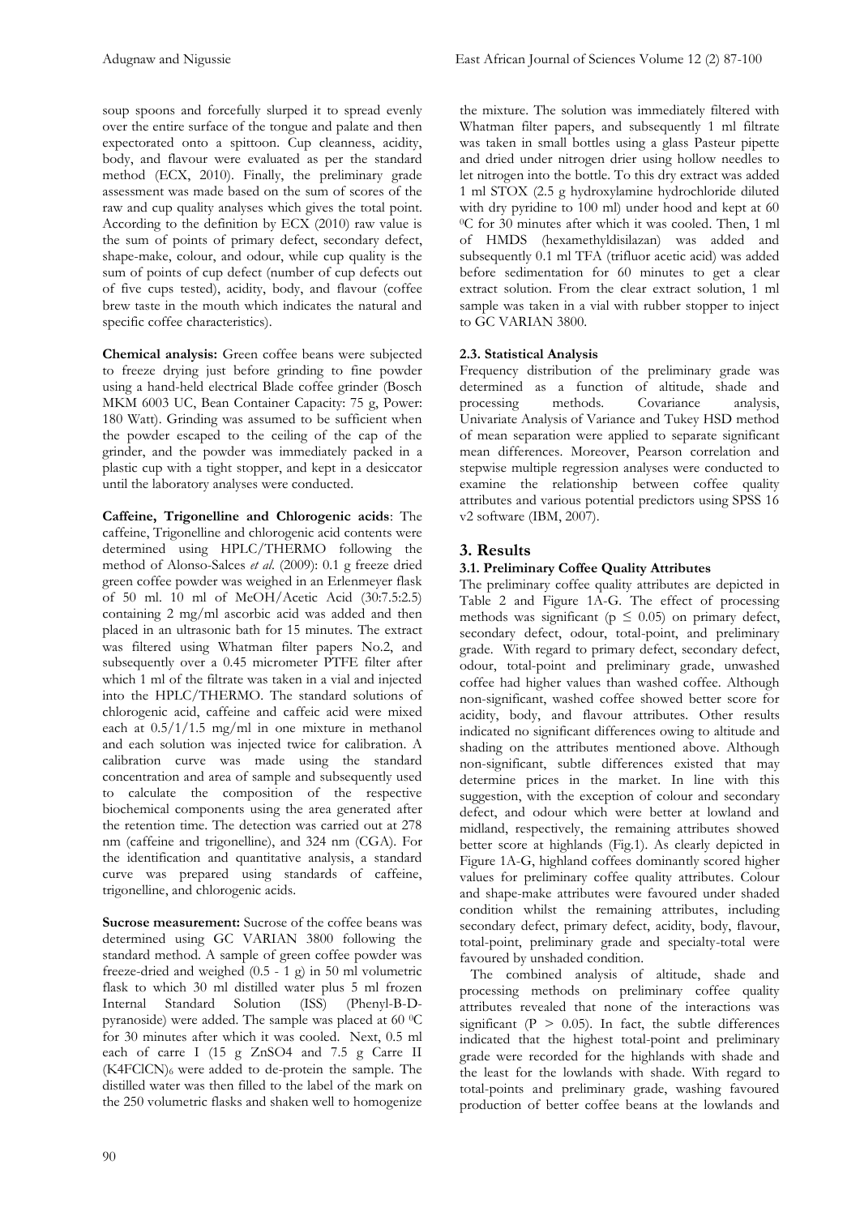soup spoons and forcefully slurped it to spread evenly over the entire surface of the tongue and palate and then expectorated onto a spittoon. Cup cleanness, acidity, body, and flavour were evaluated as per the standard method (ECX, 2010). Finally, the preliminary grade assessment was made based on the sum of scores of the raw and cup quality analyses which gives the total point. According to the definition by ECX (2010) raw value is the sum of points of primary defect, secondary defect, shape-make, colour, and odour, while cup quality is the sum of points of cup defect (number of cup defects out of five cups tested), acidity, body, and flavour (coffee brew taste in the mouth which indicates the natural and specific coffee characteristics).

**Chemical analysis:** Green coffee beans were subjected to freeze drying just before grinding to fine powder using a hand-held electrical Blade coffee grinder (Bosch MKM 6003 UC, Bean Container Capacity: 75 g, Power: 180 Watt). Grinding was assumed to be sufficient when the powder escaped to the ceiling of the cap of the grinder, and the powder was immediately packed in a plastic cup with a tight stopper, and kept in a desiccator until the laboratory analyses were conducted.

**Caffeine, Trigonelline and Chlorogenic acids**: The caffeine, Trigonelline and chlorogenic acid contents were determined using HPLC/THERMO following the method of Alonso-Salces *et al.* (2009): 0.1 g freeze dried green coffee powder was weighed in an Erlenmeyer flask of 50 ml. 10 ml of MeOH/Acetic Acid (30:7.5:2.5) containing 2 mg/ml ascorbic acid was added and then placed in an ultrasonic bath for 15 minutes. The extract was filtered using Whatman filter papers No.2, and subsequently over a 0.45 micrometer PTFE filter after which 1 ml of the filtrate was taken in a vial and injected into the HPLC/THERMO. The standard solutions of chlorogenic acid, caffeine and caffeic acid were mixed each at 0.5/1/1.5 mg/ml in one mixture in methanol and each solution was injected twice for calibration. A calibration curve was made using the standard concentration and area of sample and subsequently used to calculate the composition of the respective biochemical components using the area generated after the retention time. The detection was carried out at 278 nm (caffeine and trigonelline), and 324 nm (CGA). For the identification and quantitative analysis, a standard curve was prepared using standards of caffeine, trigonelline, and chlorogenic acids.

**Sucrose measurement:** Sucrose of the coffee beans was determined using GC VARIAN 3800 following the standard method. A sample of green coffee powder was freeze-dried and weighed (0.5 - 1 g) in 50 ml volumetric flask to which 30 ml distilled water plus 5 ml frozen Internal Standard Solution (ISS) (Phenyl-B-D-pyranoside) were added. The sample was placed at 60 $^{0}$C for 30 minutes after which it was cooled. Next, 0.5 ml each of carre I (15 g $ZnSO_4$ and 7.5 g Carre II $(K_4FClCN)_6$ were added to de-protein the sample. The distilled water was then filled to the label of the mark on the 250 volumetric flasks and shaken well to homogenize the mixture. The solution was immediately filtered with Whatman filter papers, and subsequently 1 ml filtrate was taken in small bottles using a glass Pasteur pipette and dried under nitrogen drier using hollow needles to let nitrogen into the bottle. To this dry extract was added 1 ml STOX (2.5 g hydroxylamine hydrochloride diluted with dry pyridine to 100 ml) under hood and kept at 60 $^{0}$C for 30 minutes after which it was cooled. Then, 1 ml of HMDS (hexamethyldisilazan) was added and subsequently 0.1 ml TFA (trifluor acetic acid) was added before sedimentation for 60 minutes to get a clear extract solution. From the clear extract solution, 1 ml sample was taken in a vial with rubber stopper to inject to GC VARIAN 3800.

### 2.3. Statistical Analysis

Frequency distribution of the preliminary grade was determined as a function of altitude, shade and processing methods. Covariance analysis, Univariate Analysis of Variance and Tukey HSD method of mean separation were applied to separate significant mean differences. Moreover, Pearson correlation and stepwise multiple regression analyses were conducted to examine the relationship between coffee quality attributes and various potential predictors using SPSS 16 v2 software (IBM, 2007).

## 3. Results

### 3.1. Preliminary Coffee Quality Attributes

The preliminary coffee quality attributes are depicted in Table 2 and Figure 1A-G. The effect of processing methods was significant ($p \leq 0.05$) on primary defect, secondary defect, odour, total-point, and preliminary grade. With regard to primary defect, secondary defect, odour, total-point and preliminary grade, unwashed coffee had higher values than washed coffee. Although non-significant, washed coffee showed better score for acidity, body, and flavour attributes. Other results indicated no significant differences owing to altitude and shading on the attributes mentioned above. Although non-significant, subtle differences existed that may determine prices in the market. In line with this suggestion, with the exception of colour and secondary defect, and odour which were better at lowland and midland, respectively, the remaining attributes showed better score at highlands (Fig.1). As clearly depicted in Figure 1A-G, highland coffees dominantly scored higher values for preliminary coffee quality attributes. Colour and shape-make attributes were favoured under shaded condition whilst the remaining attributes, including secondary defect, primary defect, acidity, body, flavour, total-point, preliminary grade and specialty-total were favoured by unshaded condition.

The combined analysis of altitude, shade and processing methods on preliminary coffee quality attributes revealed that none of the interactions was significant ($P > 0.05$). In fact, the subtle differences indicated that the highest total-point and preliminary grade were recorded for the highlands with shade and the least for the lowlands with shade. With regard to total-points and preliminary grade, washing favoured production of better coffee beans at the lowlands and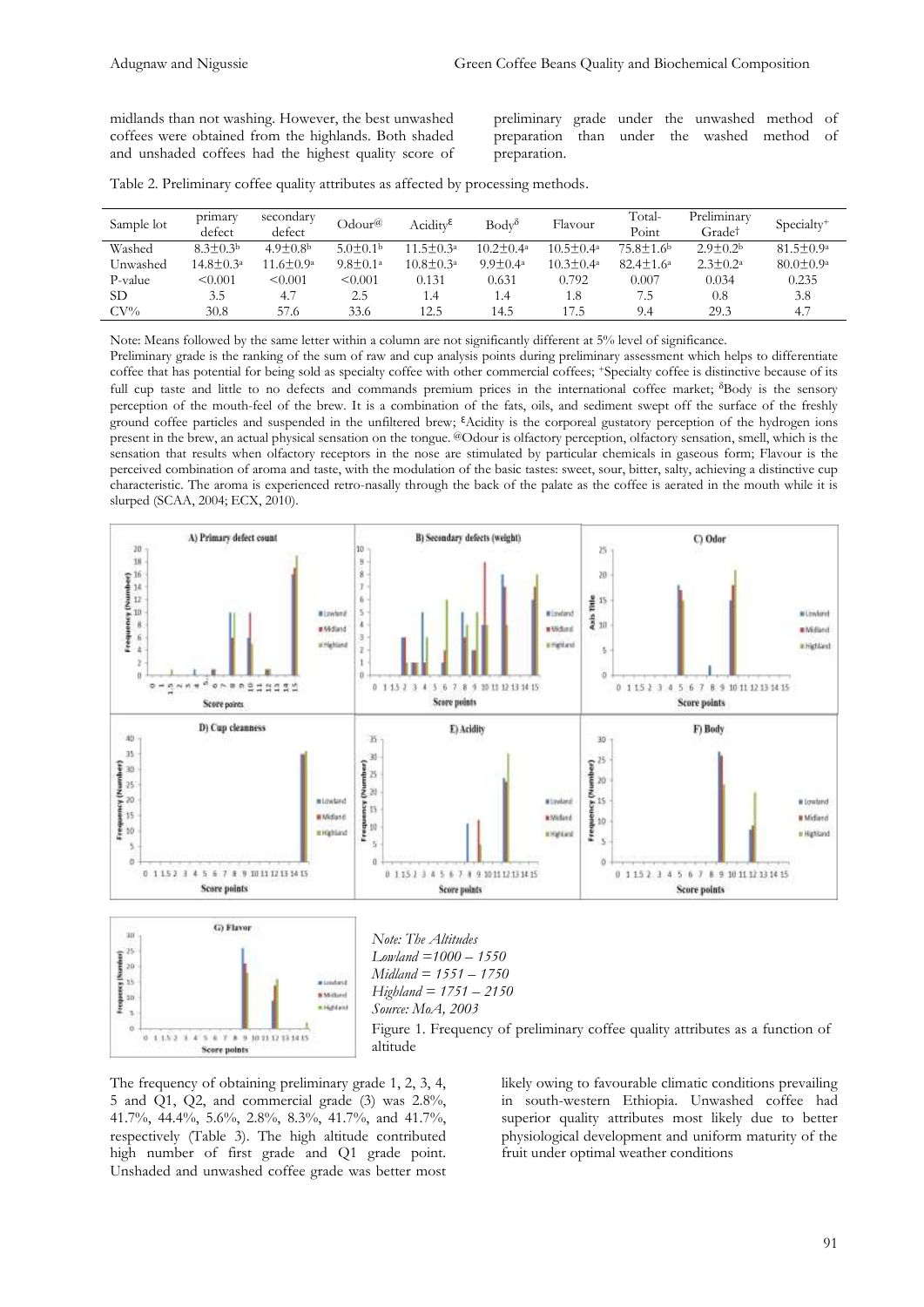midlands than not washing. However, the best unwashed coffees were obtained from the highlands. Both shaded and unshaded coffees had the highest quality score of preliminary grade under the unwashed method of preparation than under the washed method of preparation.

Table 2. Preliminary coffee quality attributes as affected by processing methods.

| Sample lot | primary defect | secondary defect | Odour@ | Acidity£ | Body$^{\delta}$ | Flavour | Total-Point | Preliminary Grade† | Specialty+ |
|---|---|---|---|---|---|---|---|---|---|
| Washed | 8.3±0.3$^{b}$ | 4.9±0.8$^{b}$ | 5.0±0.1$^{b}$ | 11.5±0.3$^{a}$ | 10.2±0.4$^{a}$ | 10.5±0.4$^{a}$ | 75.8±1.6$^{b}$ | 2.9±0.2$^{b}$ | 81.5±0.9$^{a}$ |
| Unwashed | 14.8±0.3$^{a}$ | 11.6±0.9$^{a}$ | 9.8±0.1$^{a}$ | 10.8±0.3$^{a}$ | 9.9±0.4$^{a}$ | 10.3±0.4$^{a}$ | 82.4±1.6$^{a}$ | 2.3±0.2$^{a}$ | 80.0±0.9$^{a}$ |
| P-value | <0.001 | <0.001 | <0.001 | 0.131 | 0.631 | 0.792 | 0.007 | 0.034 | 0.235 |
| SD | 3.5 | 4.7 | 2.5 | 1.4 | 1.4 | 1.8 | 7.5 | 0.8 | 3.8 |
| CV% | 30.8 | 57.6 | 33.6 | 12.5 | 14.5 | 17.5 | 9.4 | 29.3 | 4.7 |

Note: Means followed by the same letter within a column are not significantly different at 5% level of significance.
Preliminary grade is the ranking of the sum of raw and cup analysis points during preliminary assessment which helps to differentiate coffee that has potential for being sold as specialty coffee with other commercial coffees; +Specialty coffee is distinctive because of its full cup taste and little to no defects and commands premium prices in the international coffee market; δBody is the sensory perception of the mouth-feel of the brew. It is a combination of the fats, oils, and sediment swept off the surface of the freshly ground coffee particles and suspended in the unfiltered brew; £Acidity is the corporeal gustatory perception of the hydrogen ions present in the brew, an actual physical sensation on the tongue. @Odour is olfactory perception, olfactory sensation, smell, which is the sensation that results when olfactory receptors in the nose are stimulated by particular chemicals in gaseous form; Flavour is the perceived combination of aroma and taste, with the modulation of the basic tastes: sweet, sour, bitter, salty, achieving a distinctive cup characteristic. The aroma is experienced retro-nasally through the back of the palate as the coffee is aerated in the mouth while it is slurped (SCAA, 2004; ECX, 2010).

*Note: The Altitudes*
*Lowland =1000 – 1550*
*Midland = 1551 – 1750*
*Highland = 1751 – 2150*
*Source: MoA, 2003*

Figure 1. Frequency of preliminary coffee quality attributes as a function of altitude

The frequency of obtaining preliminary grade 1, 2, 3, 4, 5 and Q1, Q2, and commercial grade (3) was 2.8%, 41.7%, 44.4%, 5.6%, 2.8%, 8.3%, 41.7%, and 41.7%, respectively (Table 3). The high altitude contributed high number of first grade and Q1 grade point. Unshaded and unwashed coffee grade was better most likely owing to favourable climatic conditions prevailing in south-western Ethiopia. Unwashed coffee had superior quality attributes most likely due to better physiological development and uniform maturity of the fruit under optimal weather conditions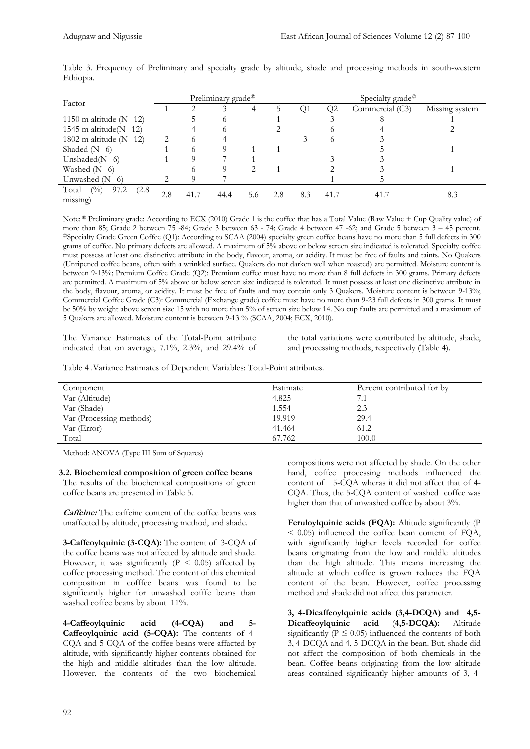Table 3. Frequency of Preliminary and specialty grade by altitude, shade and processing methods in south-western Ethiopia.

| Factor | Preliminary grade® | | | | | Specialty grade© | | | |
|---|---|---|---|---|---|---|---|---|---|
| | 1 | 2 | 3 | 4 | 5 | Q1 | Q2 | Commercial (C3) | Missing system |
| 1150 m altitude (N=12) | | 5 | 6 | | 1 | | 3 | 8 | 1 |
| 1545 m altitude(N=12) | | 4 | 6 | | 2 | | 6 | 4 | 2 |
| 1802 m altitude (N=12) | 2 | 6 | 4 | | | 3 | 6 | 3 | |
| Shaded (N=6) | 1 | 6 | 9 | 1 | 1 | | | 5 | 1 |
| Unshaded(N=6) | 1 | 9 | 7 | 1 | | | 3 | 3 | |
| Washed (N=6) | | 6 | 9 | 2 | 1 | | 2 | 3 | 1 |
| Unwashed (N=6) | 2 | 9 | 7 | | | | 1 | 5 | |
| Total (%) 97.2 (2.8 missing) | 2.8 | 41.7 | 44.4 | 5.6 | 2.8 | 8.3 | 41.7 | 41.7 | 8.3 |

Note: ® Preliminary grade: According to ECX (2010) Grade 1 is the coffee that has a Total Value (Raw Value + Cup Quality value) of more than 85; Grade 2 between 75 -84; Grade 3 between 63 - 74; Grade 4 between 47 -62; and Grade 5 between 3 – 45 percent. ©Specialty Grade Green Coffee (Q1): According to SCAA (2004) specialty green coffee beans have no more than 5 full defects in 300 grams of coffee. No primary defects are allowed. A maximum of 5% above or below screen size indicated is tolerated. Specialty coffee must possess at least one distinctive attribute in the body, flavour, aroma, or acidity. It must be free of faults and taints. No Quakers (Unripened coffee beans, often with a wrinkled surface. Quakers do not darken well when roasted) are permitted. Moisture content is between 9-13%; Premium Coffee Grade (Q2): Premium coffee must have no more than 8 full defects in 300 grams. Primary defects are permitted. A maximum of 5% above or below screen size indicated is tolerated. It must possess at least one distinctive attribute in the body, flavour, aroma, or acidity. It must be free of faults and may contain only 3 Quakers. Moisture content is between 9-13%; Commercial Coffee Grade (C3): Commercial (Exchange grade) coffee must have no more than 9-23 full defects in 300 grams. It must be 50% by weight above screen size 15 with no more than 5% of screen size below 14. No cup faults are permitted and a maximum of 5 Quakers are allowed. Moisture content is between 9-13 % (SCAA, 2004; ECX, 2010).

The Variance Estimates of the Total-Point attribute indicated that on average, 7.1%, 2.3%, and 29.4% of the total variations were contributed by altitude, shade, and processing methods, respectively (Table 4).

Table 4 .Variance Estimates of Dependent Variables: Total-Point attributes.

| Component | Estimate | Percent contributed for by |
|---|---|---|
| Var (Altitude) | 4.825 | 7.1 |
| Var (Shade) | 1.554 | 2.3 |
| Var (Processing methods) | 19.919 | 29.4 |
| Var (Error) | 41.464 | 61.2 |
| Total | 67.762 | 100.0 |

Method: ANOVA (Type III Sum of Squares)

### 3.2. Biochemical composition of green coffee beans

The results of the biochemical compositions of green coffee beans are presented in Table 5.

***Caffeine:*** The caffeine content of the coffee beans was unaffected by altitude, processing method, and shade.

**3-Caffeoylquinic (3-CQA):** The content of 3-CQA of the coffee beans was not affected by altitude and shade. However, it was significantly ($P < 0.05$) affected by coffee processing method. The content of this chemical composition in cofffee beans was found to be significantly higher for unwashed cofffe beans than washed coffee beans by about 11%.

**4-Caffeoylquinic acid (4-CQA) and 5-Caffeoylquinic acid (5-CQA):** The contents of 4-CQA and 5-CQA of the coffee beans were affacted by altitude, with significantly higher contents obtained for the high and middle altitudes than the low altitude. However, the contents of the two biochemical compositions were not affected by shade. On the other hand, coffee processing methods influenced the content of 5-CQA wheras it did not affect that of 4-CQA. Thus, the 5-CQA content of washed coffee was higher than that of unwashed coffee by about 3%.

**Feruloylquinic acids (FQA):** Altitude significantly ($P < 0.05$) influenced the coffee bean content of FQA, with significantly higher levels recorded for coffee beans originating from the low and middle altitudes than the high altitude. This means increasing the altitude at which coffee is grown reduces the FQA content of the bean. However, coffee processing method and shade did not affect this parameter.

**3, 4-Dicaffeoylquinic acids (3,4-DCQA) and 4,5-Dicaffeoylquinic acid (4,5-DCQA):** Altitude significantly ($P \leq 0.05$) influenced the contents of both 3, 4-DCQA and 4, 5-DCQA in the bean. But, shade did not affect the composition of both chemicals in the bean. Coffee beans originating from the low altitude areas contained significantly higher amounts of 3, 4-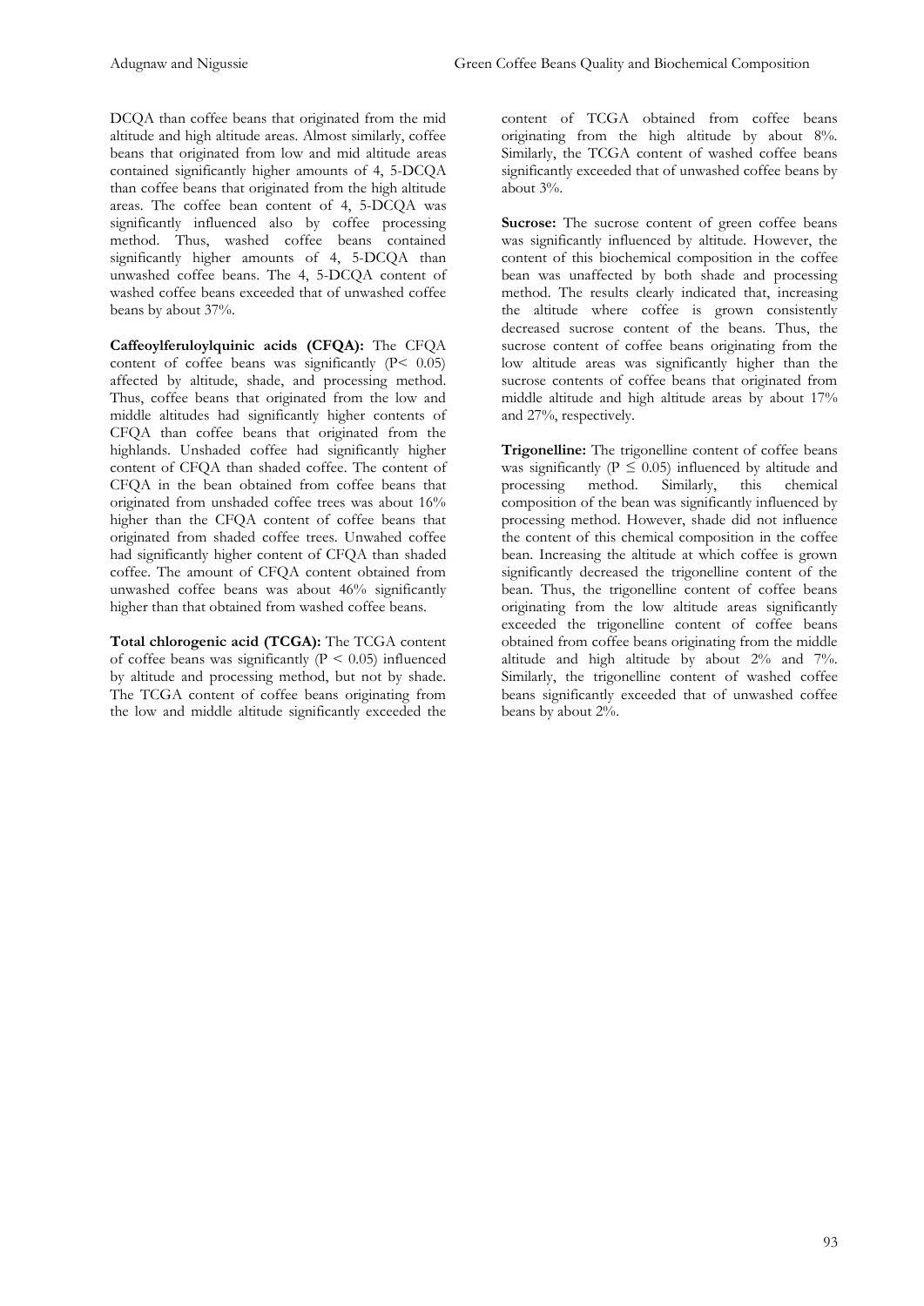DCQA than coffee beans that originated from the mid altitude and high altitude areas. Almost similarly, coffee beans that originated from low and mid altitude areas contained significantly higher amounts of 4, 5-DCQA than coffee beans that originated from the high altitude areas. The coffee bean content of 4, 5-DCQA was significantly influenced also by coffee processing method. Thus, washed coffee beans contained significantly higher amounts of 4, 5-DCQA than unwashed coffee beans. The 4, 5-DCQA content of washed coffee beans exceeded that of unwashed coffee beans by about 37%.

**Caffeoylferuloylquinic acids (CFQA):** The CFQA content of coffee beans was significantly ($P < 0.05$) affected by altitude, shade, and processing method. Thus, coffee beans that originated from the low and middle altitudes had significantly higher contents of CFQA than coffee beans that originated from the highlands. Unshaded coffee had significantly higher content of CFQA than shaded coffee. The content of CFQA in the bean obtained from coffee beans that originated from unshaded coffee trees was about 16% higher than the CFQA content of coffee beans that originated from shaded coffee trees. Unwahed coffee had significantly higher content of CFQA than shaded coffee. The amount of CFQA content obtained from unwashed coffee beans was about 46% significantly higher than that obtained from washed coffee beans.

**Total chlorogenic acid (TCGA):** The TCGA content of coffee beans was significantly ($P < 0.05$) influenced by altitude and processing method, but not by shade. The TCGA content of coffee beans originating from the low and middle altitude significantly exceeded the content of TCGA obtained from coffee beans originating from the high altitude by about 8%. Similarly, the TCGA content of washed coffee beans significantly exceeded that of unwashed coffee beans by about 3%.

**Sucrose:** The sucrose content of green coffee beans was significantly influenced by altitude. However, the content of this biochemical composition in the coffee bean was unaffected by both shade and processing method. The results clearly indicated that, increasing the altitude where coffee is grown consistently decreased sucrose content of the beans. Thus, the sucrose content of coffee beans originating from the low altitude areas was significantly higher than the sucrose contents of coffee beans that originated from middle altitude and high altitude areas by about 17% and 27%, respectively.

**Trigonelline:** The trigonelline content of coffee beans was significantly ($P \leq 0.05$) influenced by altitude and processing method. Similarly, this chemical composition of the bean was significantly influenced by processing method. However, shade did not influence the content of this chemical composition in the coffee bean. Increasing the altitude at which coffee is grown significantly decreased the trigonelline content of the bean. Thus, the trigonelline content of coffee beans originating from the low altitude areas significantly exceeded the trigonelline content of coffee beans obtained from coffee beans originating from the middle altitude and high altitude by about 2% and 7%. Similarly, the trigonelline content of washed coffee beans significantly exceeded that of unwashed coffee beans by about 2%.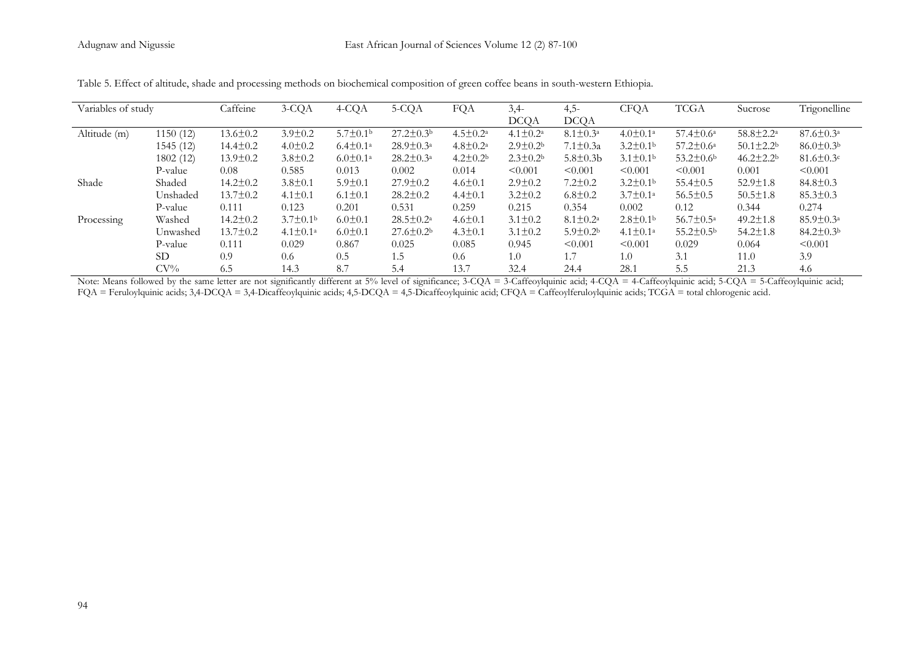Table 5. Effect of altitude, shade and processing methods on biochemical composition of green coffee beans in south-western Ethiopia.

| Variables of study | | Caffeine | 3-CQA | 4-CQA | 5-CQA | FQA | 3,4-DCQA | 4,5-DCQA | CFQA | TCGA | Sucrose | Trigonelline |
|---|---|---|---|---|---|---|---|---|---|---|---|---|
| Altitude (m) | 1150 (12) | 13.6±0.2 | 3.9±0.2 | 5.7±0.1[b] | 27.2±0.3[b] | 4.5±0.2[a] | 4.1±0.2[a] | 8.1±0.3[a] | 4.0±0.1[a] | 57.4±0.6[a] | 58.8±2.2[a] | 87.6±0.3[a] |
| | 1545 (12) | 14.4±0.2 | 4.0±0.2 | 6.4±0.1[a] | 28.9±0.3[a] | 4.8±0.2[a] | 2.9±0.2[b] | 7.1±0.3a | 3.2±0.1[b] | 57.2±0.6[a] | 50.1±2.2[b] | 86.0±0.3[b] |
| | 1802 (12) | 13.9±0.2 | 3.8±0.2 | 6.0±0.1[a] | 28.2±0.3[a] | 4.2±0.2[b] | 2.3±0.2[b] | 5.8±0.3b | 3.1±0.1[b] | 53.2±0.6[b] | 46.2±2.2[b] | 81.6±0.3[c] |
| | P-value | 0.08 | 0.585 | 0.013 | 0.002 | 0.014 | <0.001 | <0.001 | <0.001 | <0.001 | 0.001 | <0.001 |
| Shade | Shaded | 14.2±0.2 | 3.8±0.1 | 5.9±0.1 | 27.9±0.2 | 4.6±0.1 | 2.9±0.2 | 7.2±0.2 | 3.2±0.1[b] | 55.4±0.5 | 52.9±1.8 | 84.8±0.3 |
| | Unshaded | 13.7±0.2 | 4.1±0.1 | 6.1±0.1 | 28.2±0.2 | 4.4±0.1 | 3.2±0.2 | 6.8±0.2 | 3.7±0.1[a] | 56.5±0.5 | 50.5±1.8 | 85.3±0.3 |
| | P-value | 0.111 | 0.123 | 0.201 | 0.531 | 0.259 | 0.215 | 0.354 | 0.002 | 0.12 | 0.344 | 0.274 |
| Processing | Washed | 14.2±0.2 | 3.7±0.1[b] | 6.0±0.1 | 28.5±0.2[a] | 4.6±0.1 | 3.1±0.2 | 8.1±0.2[a] | 2.8±0.1[b] | 56.7±0.5[a] | 49.2±1.8 | 85.9±0.3[a] |
| | Unwashed | 13.7±0.2 | 4.1±0.1[a] | 6.0±0.1 | 27.6±0.2[b] | 4.3±0.1 | 3.1±0.2 | 5.9±0.2[b] | 4.1±0.1[a] | 55.2±0.5[b] | 54.2±1.8 | 84.2±0.3[b] |
| | P-value | 0.111 | 0.029 | 0.867 | 0.025 | 0.085 | 0.945 | <0.001 | <0.001 | 0.029 | 0.064 | <0.001 |
| | SD | 0.9 | 0.6 | 0.5 | 1.5 | 0.6 | 1.0 | 1.7 | 1.0 | 3.1 | 11.0 | 3.9 |
| | CV% | 6.5 | 14.3 | 8.7 | 5.4 | 13.7 | 32.4 | 24.4 | 28.1 | 5.5 | 21.3 | 4.6 |

Note: Means followed by the same letter are not significantly different at 5% level of significance; 3-CQA = 3-Caffeoylquinic acid; 4-CQA = 4-Caffeoylquinic acid; 5-CQA = 5-Caffeoylquinic acid; FQA = Feruloylquinic acids; 3,4-DCQA = 3,4-Dicaffeoylquinic acids; 4,5-DCQA = 4,5-Dicaffeoylquinic acid; CFQA = Caffeoylferuloylquinic acids; TCGA = total chlorogenic acid.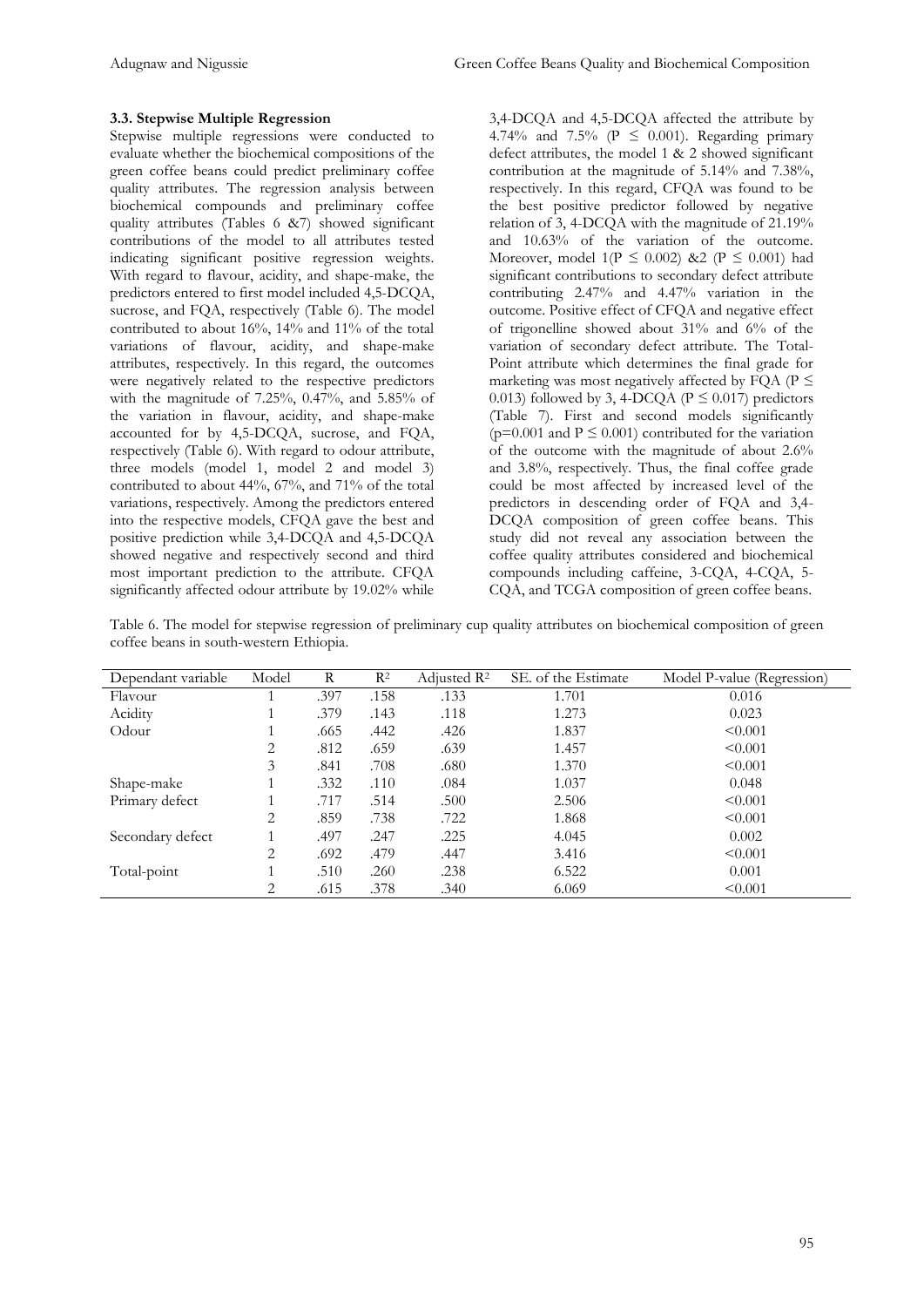### 3.3. Stepwise Multiple Regression

Stepwise multiple regressions were conducted to evaluate whether the biochemical compositions of the green coffee beans could predict preliminary coffee quality attributes. The regression analysis between biochemical compounds and preliminary coffee quality attributes (Tables 6 &7) showed significant contributions of the model to all attributes tested indicating significant positive regression weights. With regard to flavour, acidity, and shape-make, the predictors entered to first model included 4,5-DCQA, sucrose, and FQA, respectively (Table 6). The model contributed to about 16%, 14% and 11% of the total variations of flavour, acidity, and shape-make attributes, respectively. In this regard, the outcomes were negatively related to the respective predictors with the magnitude of 7.25%, 0.47%, and 5.85% of the variation in flavour, acidity, and shape-make accounted for by 4,5-DCQA, sucrose, and FQA, respectively (Table 6). With regard to odour attribute, three models (model 1, model 2 and model 3) contributed to about 44%, 67%, and 71% of the total variations, respectively. Among the predictors entered into the respective models, CFQA gave the best and positive prediction while 3,4-DCQA and 4,5-DCQA showed negative and respectively second and third most important prediction to the attribute. CFQA significantly affected odour attribute by 19.02% while 3,4-DCQA and 4,5-DCQA affected the attribute by 4.74% and 7.5% ($P \leq 0.001$). Regarding primary defect attributes, the model 1 & 2 showed significant contribution at the magnitude of 5.14% and 7.38%, respectively. In this regard, CFQA was found to be the best positive predictor followed by negative relation of 3, 4-DCQA with the magnitude of 21.19% and 10.63% of the variation of the outcome. Moreover, model 1($P \leq 0.002$) &2 ($P \leq 0.001$) had significant contributions to secondary defect attribute contributing 2.47% and 4.47% variation in the outcome. Positive effect of CFQA and negative effect of trigonelline showed about 31% and 6% of the variation of secondary defect attribute. The Total-Point attribute which determines the final grade for marketing was most negatively affected by FQA ($P \leq 0.013$) followed by 3, 4-DCQA ($P \leq 0.017$) predictors (Table 7). First and second models significantly ($p=0.001$ and $P \leq 0.001$) contributed for the variation of the outcome with the magnitude of about 2.6% and 3.8%, respectively. Thus, the final coffee grade could be most affected by increased level of the predictors in descending order of FQA and 3,4-DCQA composition of green coffee beans. This study did not reveal any association between the coffee quality attributes considered and biochemical compounds including caffeine, 3-CQA, 4-CQA, 5-CQA, and TCGA composition of green coffee beans.

Table 6. The model for stepwise regression of preliminary cup quality attributes on biochemical composition of green coffee beans in south-western Ethiopia.

| Dependant variable | Model | R | $R^2$ | Adjusted $R^2$ | SE. of the Estimate | Model P-value (Regression) |
|---|---|---|---|---|---|---|
| Flavour | 1 | .397 | .158 | .133 | 1.701 | 0.016 |
| Acidity | 1 | .379 | .143 | .118 | 1.273 | 0.023 |
| Odour | 1 | .665 | .442 | .426 | 1.837 | <0.001 |
| | 2 | .812 | .659 | .639 | 1.457 | <0.001 |
| | 3 | .841 | .708 | .680 | 1.370 | <0.001 |
| Shape-make | 1 | .332 | .110 | .084 | 1.037 | 0.048 |
| Primary defect | 1 | .717 | .514 | .500 | 2.506 | <0.001 |
| | 2 | .859 | .738 | .722 | 1.868 | <0.001 |
| Secondary defect | 1 | .497 | .247 | .225 | 4.045 | 0.002 |
| | 2 | .692 | .479 | .447 | 3.416 | <0.001 |
| Total-point | 1 | .510 | .260 | .238 | 6.522 | 0.001 |
| | 2 | .615 | .378 | .340 | 6.069 | <0.001 |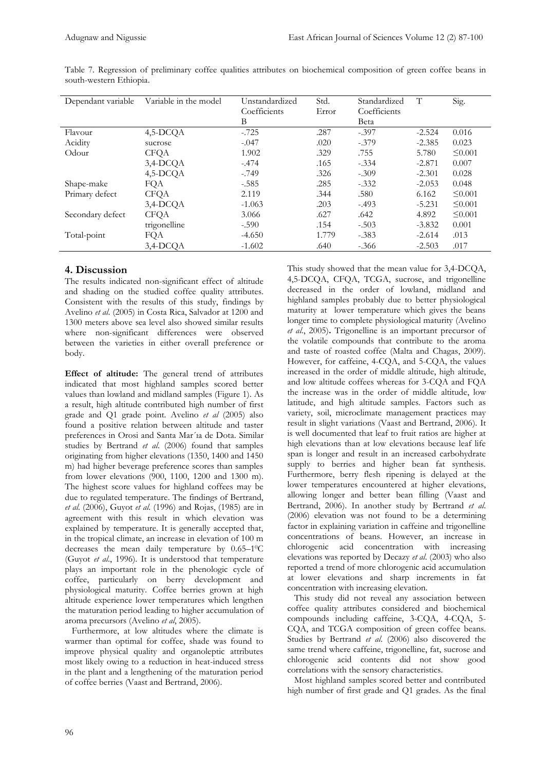Table 7. Regression of preliminary coffee qualities attributes on biochemical composition of green coffee beans in south-western Ethiopia.

| Dependant variable | Variable in the model | Unstandardized Coefficients B | Std. Error | Standardized Coefficients Beta | T | Sig. |
|---|---|---|---|---|---|---|
| Flavour | 4,5-DCQA | -.725 | .287 | -.397 | -2.524 | 0.016 |
| Acidity | sucrose | -.047 | .020 | -.379 | -2.385 | 0.023 |
| Odour | CFQA | 1.902 | .329 | .755 | 5.780 | ≤0.001 |
| | 3,4-DCQA | -.474 | .165 | -.334 | -2.871 | 0.007 |
| | 4,5-DCQA | -.749 | .326 | -.309 | -2.301 | 0.028 |
| Shape-make | FQA | -.585 | .285 | -.332 | -2.053 | 0.048 |
| Primary defect | CFQA | 2.119 | .344 | .580 | 6.162 | ≤0.001 |
| | 3,4-DCQA | -1.063 | .203 | -.493 | -5.231 | ≤0.001 |
| Secondary defect | CFQA | 3.066 | .627 | .642 | 4.892 | ≤0.001 |
| | trigonelline | -.590 | .154 | -.503 | -3.832 | 0.001 |
| Total-point | FQA | -4.650 | 1.779 | -.383 | -2.614 | .013 |
| | 3,4-DCQA | -1.602 | .640 | -.366 | -2.503 | .017 |

## 4. Discussion

The results indicated non-significant effect of altitude and shading on the studied coffee quality attributes. Consistent with the results of this study, findings by Avelino *et al.* (2005) in Costa Rica, Salvador at 1200 and 1300 meters above sea level also showed similar results where non-significant differences were observed between the varieties in either overall preference or body.

**Effect of altitude:** The general trend of attributes indicated that most highland samples scored better values than lowland and midland samples (Figure 1). As a result, high altitude contributed high number of first grade and Q1 grade point. Avelino *et al* (2005) also found a positive relation between altitude and taster preferences in Orosi and Santa Mar´ıa de Dota. Similar studies by Bertrand *et al.* (2006) found that samples originating from higher elevations (1350, 1400 and 1450 m) had higher beverage preference scores than samples from lower elevations (900, 1100, 1200 and 1300 m). The highest score values for highland coffees may be due to regulated temperature. The findings of Bertrand, *et al.* (2006), Guyot *et al.* (1996) and Rojas, (1985) are in agreement with this result in which elevation was explained by temperature. It is generally accepted that, in the tropical climate, an increase in elevation of 100 m decreases the mean daily temperature by 0.65–1$^0$C (Guyot *et al.*, 1996). It is understood that temperature plays an important role in the phenologic cycle of coffee, particularly on berry development and physiological maturity. Coffee berries grown at high altitude experience lower temperatures which lengthen the maturation period leading to higher accumulation of aroma precursors (Avelino *et al*, 2005).

Furthermore, at low altitudes where the climate is warmer than optimal for coffee, shade was found to improve physical quality and organoleptic attributes most likely owing to a reduction in heat-induced stress in the plant and a lengthening of the maturation period of coffee berries (Vaast and Bertrand, 2006).

This study showed that the mean value for 3,4-DCQA, 4,5-DCQA, CFQA, TCGA, sucrose, and trigonelline decreased in the order of lowland, midland and highland samples probably due to better physiological maturity at lower temperature which gives the beans longer time to complete physiological maturity (Avelino *et al.*, 2005)**.** Trigonelline is an important precursor of the volatile compounds that contribute to the aroma and taste of roasted coffee (Malta and Chagas, 2009). However, for caffeine, 4-CQA, and 5-CQA, the values increased in the order of middle altitude, high altitude, and low altitude coffees whereas for 3-CQA and FQA the increase was in the order of middle altitude, low latitude, and high altitude samples. Factors such as variety, soil, microclimate management practices may result in slight variations (Vaast and Bertrand, 2006). It is well documented that leaf to fruit ratios are higher at high elevations than at low elevations because leaf life span is longer and result in an increased carbohydrate supply to berries and higher bean fat synthesis. Furthermore, berry flesh ripening is delayed at the lower temperatures encountered at higher elevations, allowing longer and better bean filling (Vaast and Bertrand, 2006). In another study by Bertrand *et al.* (2006) elevation was not found to be a determining factor in explaining variation in caffeine and trigonelline concentrations of beans. However, an increase in chlorogenic acid concentration with increasing elevations was reported by Decazy *et al.* (2003) who also reported a trend of more chlorogenic acid accumulation at lower elevations and sharp increments in fat concentration with increasing elevation.

This study did not reveal any association between coffee quality attributes considered and biochemical compounds including caffeine, 3-CQA, 4-CQA, 5-CQA, and TCGA composition of green coffee beans. Studies by Bertrand *et al.* (2006) also discovered the same trend where caffeine, trigonelline, fat, sucrose and chlorogenic acid contents did not show good correlations with the sensory characteristics.

Most highland samples scored better and contributed high number of first grade and Q1 grades. As the final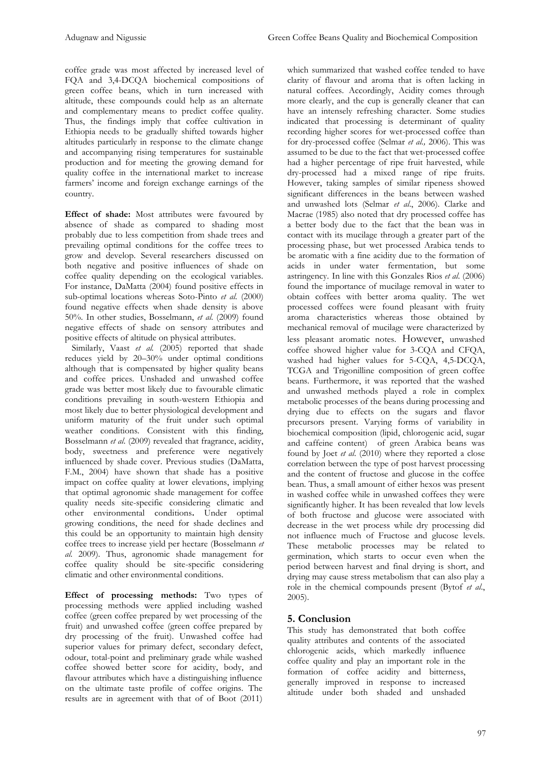coffee grade was most affected by increased level of FQA and 3,4-DCQA biochemical compositions of green coffee beans, which in turn increased with altitude, these compounds could help as an alternate and complementary means to predict coffee quality. Thus, the findings imply that coffee cultivation in Ethiopia needs to be gradually shifted towards higher altitudes particularly in response to the climate change and accompanying rising temperatures for sustainable production and for meeting the growing demand for quality coffee in the international market to increase farmers' income and foreign exchange earnings of the country.

**Effect of shade:** Most attributes were favoured by absence of shade as compared to shading most probably due to less competition from shade trees and prevailing optimal conditions for the coffee trees to grow and develop. Several researchers discussed on both negative and positive influences of shade on coffee quality depending on the ecological variables. For instance, DaMatta (2004) found positive effects in sub-optimal locations whereas Soto-Pinto *et al.* (2000) found negative effects when shade density is above 50%. In other studies, Bosselmann, *et al.* (2009) found negative effects of shade on sensory attributes and positive effects of altitude on physical attributes.

Similarly, Vaast *et al.* (2005) reported that shade reduces yield by 20–30% under optimal conditions although that is compensated by higher quality beans and coffee prices. Unshaded and unwashed coffee grade was better most likely due to favourable climatic conditions prevailing in south-western Ethiopia and most likely due to better physiological development and uniform maturity of the fruit under such optimal weather conditions. Consistent with this finding, Bosselmann *et al.* (2009) revealed that fragrance, acidity, body, sweetness and preference were negatively influenced by shade cover. Previous studies (DaMatta, F.M., 2004) have shown that shade has a positive impact on coffee quality at lower elevations, implying that optimal agronomic shade management for coffee quality needs site-specific considering climatic and other environmental conditions**.** Under optimal growing conditions, the need for shade declines and this could be an opportunity to maintain high density coffee trees to increase yield per hectare (Bosselmann *et al.* 2009). Thus, agronomic shade management for coffee quality should be site-specific considering climatic and other environmental conditions.

**Effect of processing methods:** Two types of processing methods were applied including washed coffee (green coffee prepared by wet processing of the fruit) and unwashed coffee (green coffee prepared by dry processing of the fruit). Unwashed coffee had superior values for primary defect, secondary defect, odour, total-point and preliminary grade while washed coffee showed better score for acidity, body, and flavour attributes which have a distinguishing influence on the ultimate taste profile of coffee origins. The results are in agreement with that of of Boot (2011) which summarized that washed coffee tended to have clarity of flavour and aroma that is often lacking in natural coffees. Accordingly, Acidity comes through more clearly, and the cup is generally cleaner that can have an intensely refreshing character. Some studies indicated that processing is determinant of quality recording higher scores for wet-processed coffee than for dry-processed coffee (Selmar *et al.,* 2006). This was assumed to be due to the fact that wet-processed coffee had a higher percentage of ripe fruit harvested, while dry-processed had a mixed range of ripe fruits. However, taking samples of similar ripeness showed significant differences in the beans between washed and unwashed lots (Selmar *et al.*, 2006). Clarke and Macrae (1985) also noted that dry processed coffee has a better body due to the fact that the bean was in contact with its mucilage through a greater part of the processing phase, but wet processed Arabica tends to be aromatic with a fine acidity due to the formation of acids in under water fermentation, but some astringency. In line with this Gonzales Rios *et al.* (2006) found the importance of mucilage removal in water to obtain coffees with better aroma quality. The wet processed coffees were found pleasant with fruity aroma characteristics whereas those obtained by mechanical removal of mucilage were characterized by less pleasant aromatic notes. However, unwashed coffee showed higher value for 3-CQA and CFQA, washed had higher values for 5-CQA, 4,5-DCQA, TCGA and Trigonilline composition of green coffee beans. Furthermore, it was reported that the washed and unwashed methods played a role in complex metabolic processes of the beans during processing and drying due to effects on the sugars and flavor precursors present. Varying forms of variability in biochemical composition (lipid, chlorogenic acid, sugar and caffeine content) of green Arabica beans was found by Joet *et al.* (2010) where they reported a close correlation between the type of post harvest processing and the content of fructose and glucose in the coffee bean. Thus, a small amount of either hexos was present in washed coffee while in unwashed coffees they were significantly higher. It has been revealed that low levels of both fructose and glucose were associated with decrease in the wet process while dry processing did not influence much of Fructose and glucose levels. These metabolic processes may be related to germination, which starts to occur even when the period between harvest and final drying is short, and drying may cause stress metabolism that can also play a role in the chemical compounds present (Bytof *et al.*, 2005).

## 5. Conclusion

This study has demonstrated that both coffee quality attributes and contents of the associated chlorogenic acids, which markedly influence coffee quality and play an important role in the formation of coffee acidity and bitterness, generally improved in response to increased altitude under both shaded and unshaded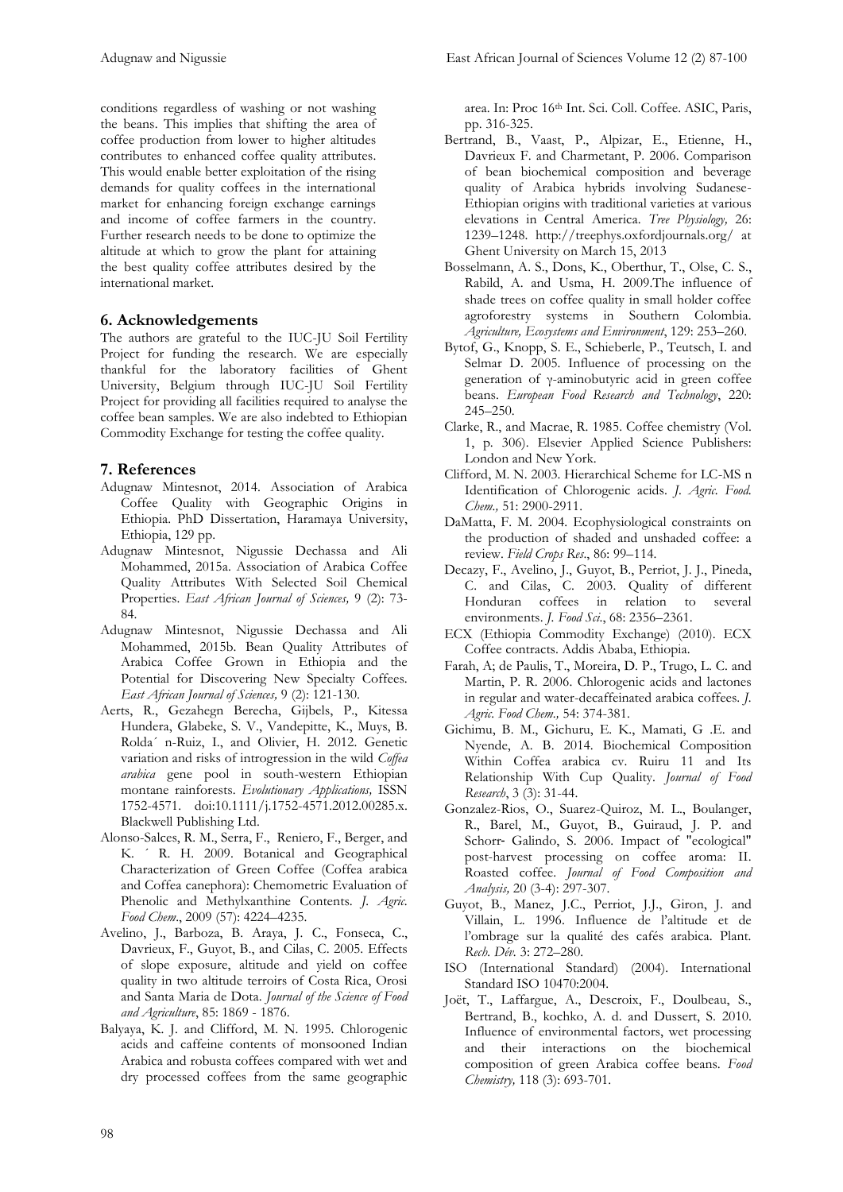conditions regardless of washing or not washing the beans. This implies that shifting the area of coffee production from lower to higher altitudes contributes to enhanced coffee quality attributes. This would enable better exploitation of the rising demands for quality coffees in the international market for enhancing foreign exchange earnings and income of coffee farmers in the country. Further research needs to be done to optimize the altitude at which to grow the plant for attaining the best quality coffee attributes desired by the international market.

## 6. Acknowledgements

The authors are grateful to the IUC-JU Soil Fertility Project for funding the research. We are especially thankful for the laboratory facilities of Ghent University, Belgium through IUC-JU Soil Fertility Project for providing all facilities required to analyse the coffee bean samples. We are also indebted to Ethiopian Commodity Exchange for testing the coffee quality.

## 7. References

Adugnaw Mintesnot, 2014. Association of Arabica Coffee Quality with Geographic Origins in Ethiopia. PhD Dissertation, Haramaya University, Ethiopia, 129 pp.

Adugnaw Mintesnot, Nigussie Dechassa and Ali Mohammed, 2015a. Association of Arabica Coffee Quality Attributes With Selected Soil Chemical Properties. *East African Journal of Sciences,* 9 (2): 73-84.

Adugnaw Mintesnot, Nigussie Dechassa and Ali Mohammed, 2015b. Bean Quality Attributes of Arabica Coffee Grown in Ethiopia and the Potential for Discovering New Specialty Coffees. *East African Journal of Sciences,* 9 (2): 121-130.

Aerts, R., Gezahegn Berecha, Gijbels, P., Kitessa Hundera, Glabeke, S. V., Vandepitte, K., Muys, B. Rolda´ n-Ruiz, I., and Olivier, H. 2012. Genetic variation and risks of introgression in the wild *Coffea arabica* gene pool in south-western Ethiopian montane rainforests. *Evolutionary Applications,* ISSN 1752-4571. doi:10.1111/j.1752-4571.2012.00285.x. Blackwell Publishing Ltd.

Alonso-Salces, R. M., Serra, F., Reniero, F., Berger, and K. ´ R. H. 2009. Botanical and Geographical Characterization of Green Coffee (Coffea arabica and Coffea canephora): Chemometric Evaluation of Phenolic and Methylxanthine Contents. *J. Agric. Food Chem*., 2009 (57): 4224–4235.

Avelino, J., Barboza, B. Araya, J. C., Fonseca, C., Davrieux, F., Guyot, B., and Cilas, C. 2005. Effects of slope exposure, altitude and yield on coffee quality in two altitude terroirs of Costa Rica, Orosi and Santa Maria de Dota. *Journal of the Science of Food and Agriculture*, 85: 1869 - 1876.

Balyaya, K. J. and Clifford, M. N. 1995. Chlorogenic acids and caffeine contents of monsooned Indian Arabica and robusta coffees compared with wet and dry processed coffees from the same geographic area. In: Proc 16th Int. Sci. Coll. Coffee. ASIC, Paris, pp. 316-325.

Bertrand, B., Vaast, P., Alpizar, E., Etienne, H., Davrieux F. and Charmetant, P. 2006. Comparison of bean biochemical composition and beverage quality of Arabica hybrids involving Sudanese-Ethiopian origins with traditional varieties at various elevations in Central America. *Tree Physiology,* 26: 1239–1248. http://treephys.oxfordjournals.org/ at Ghent University on March 15, 2013

Bosselmann, A. S., Dons, K., Oberthur, T., Olse, C. S., Rabild, A. and Usma, H. 2009.The influence of shade trees on coffee quality in small holder coffee agroforestry systems in Southern Colombia. *Agriculture, Ecosystems and Environment*, 129: 253–260.

Bytof, G., Knopp, S. E., Schieberle, P., Teutsch, I. and Selmar D. 2005. Influence of processing on the generation of γ-aminobutyric acid in green coffee beans. *European Food Research and Technology*, 220: 245–250.

Clarke, R., and Macrae, R. 1985. Coffee chemistry (Vol. 1, p. 306). Elsevier Applied Science Publishers: London and New York.

Clifford, M. N. 2003. Hierarchical Scheme for LC-MS n Identification of Chlorogenic acids. *J. Agric. Food. Chem.,* 51: 2900-2911.

DaMatta, F. M. 2004. Ecophysiological constraints on the production of shaded and unshaded coffee: a review. *Field Crops Res*., 86: 99–114.

Decazy, F., Avelino, J., Guyot, B., Perriot, J. J., Pineda, C. and Cilas, C. 2003. Quality of different Honduran coffees in relation to several environments. *J. Food Sci*., 68: 2356–2361.

ECX (Ethiopia Commodity Exchange) (2010). ECX Coffee contracts. Addis Ababa, Ethiopia.

Farah, A; de Paulis, T., Moreira, D. P., Trugo, L. C. and Martin, P. R. 2006. Chlorogenic acids and lactones in regular and water-decaffeinated arabica coffees. *J. Agric. Food Chem.,* 54: 374-381.

Gichimu, B. M., Gichuru, E. K., Mamati, G .E. and Nyende, A. B. 2014. Biochemical Composition Within Coffea arabica cv. Ruiru 11 and Its Relationship With Cup Quality. *Journal of Food Research*, 3 (3): 31-44.

Gonzalez-Rios, O., Suarez-Quiroz, M. L., Boulanger, R., Barel, M., Guyot, B., Guiraud, J. P. and Schorr- Galindo, S. 2006. Impact of "ecological" post-harvest processing on coffee aroma: II. Roasted coffee. *Journal of Food Composition and Analysis,* 20 (3-4): 297-307.

Guyot, B., Manez, J.C., Perriot, J.J., Giron, J. and Villain, L. 1996. Influence de l'altitude et de l'ombrage sur la qualité des cafés arabica. Plant. *Rech. Dév.* 3: 272–280.

ISO (International Standard) (2004). International Standard ISO 10470:2004.

Joët, T., Laffargue, A., Descroix, F., Doulbeau, S., Bertrand, B., kochko, A. d. and Dussert, S. 2010. Influence of environmental factors, wet processing and their interactions on the biochemical composition of green Arabica coffee beans. *Food Chemistry,* 118 (3): 693-701.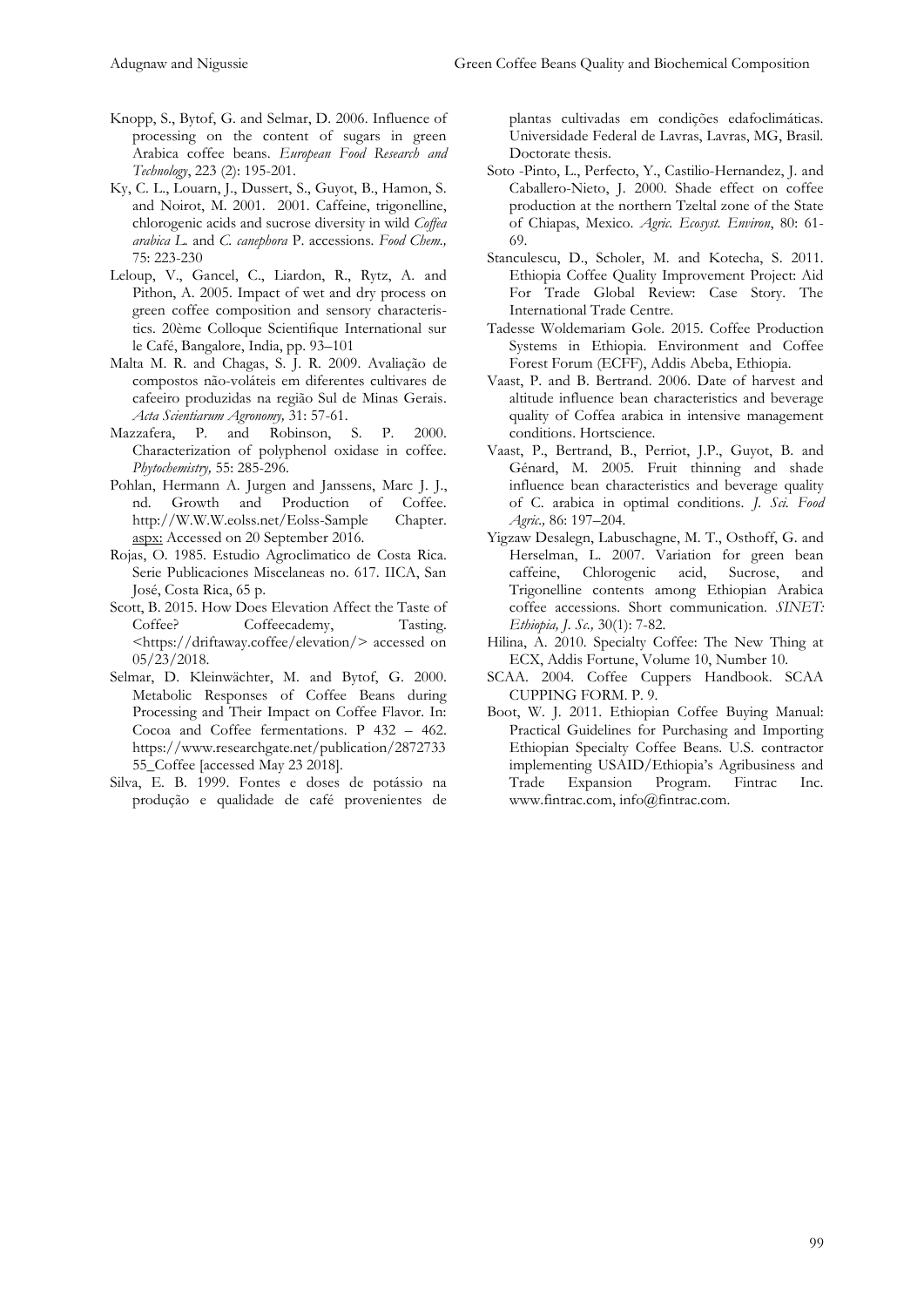Knopp, S., Bytof, G. and Selmar, D. 2006. Influence of processing on the content of sugars in green Arabica coffee beans. *European Food Research and Technology*, 223 (2): 195-201.

Ky, C. L., Louarn, J., Dussert, S., Guyot, B., Hamon, S. and Noirot, M. 2001. 2001. Caffeine, trigonelline, chlorogenic acids and sucrose diversity in wild *Coffea arabica L.* and *C. canephora* P. accessions. *Food Chem.,* 75: 223-230

Leloup, V., Gancel, C., Liardon, R., Rytz, A. and Pithon, A. 2005. Impact of wet and dry process on green coffee composition and sensory characteristics. 20ème Colloque Scientifique International sur le Café, Bangalore, India, pp. 93–101

Malta M. R. and Chagas, S. J. R. 2009. Avaliação de compostos não-voláteis em diferentes cultivares de cafeeiro produzidas na região Sul de Minas Gerais. *Acta Scientiarum Agronomy,* 31: 57-61.

Mazzafera, P. and Robinson, S. P. 2000. Characterization of polyphenol oxidase in coffee. *Phytochemistry,* 55: 285-296.

Pohlan, Hermann A. Jurgen and Janssens, Marc J. J., nd. Growth and Production of Coffee. http://W.W.W.eolss.net/Eolss-Sample Chapter. aspx: Accessed on 20 September 2016.

Rojas, O. 1985. Estudio Agroclimatico de Costa Rica. Serie Publicaciones Miscelaneas no. 617. IICA, San José, Costa Rica, 65 p.

Scott, B. 2015. How Does Elevation Affect the Taste of Coffee? Coffeecademy, Tasting. <https://driftaway.coffee/elevation/> accessed on 05/23/2018.

Selmar, D. Kleinwächter, M. and Bytof, G. 2000. Metabolic Responses of Coffee Beans during Processing and Their Impact on Coffee Flavor. In: Cocoa and Coffee fermentations. P 432 – 462. https://www.researchgate.net/publication/287273355_Coffee [accessed May 23 2018].

Silva, E. B. 1999. Fontes e doses de potássio na produção e qualidade de café provenientes de plantas cultivadas em condições edafoclimáticas. Universidade Federal de Lavras, Lavras, MG, Brasil. Doctorate thesis.

Soto -Pinto, L., Perfecto, Y., Castilio-Hernandez, J. and Caballero-Nieto, J. 2000. Shade effect on coffee production at the northern Tzeltal zone of the State of Chiapas, Mexico. *Agric. Ecosyst. Environ*, 80: 61-69.

Stanculescu, D., Scholer, M. and Kotecha, S. 2011. Ethiopia Coffee Quality Improvement Project: Aid For Trade Global Review: Case Story. The International Trade Centre.

Tadesse Woldemariam Gole. 2015. Coffee Production Systems in Ethiopia. Environment and Coffee Forest Forum (ECFF), Addis Abeba, Ethiopia.

Vaast, P. and B. Bertrand. 2006. Date of harvest and altitude influence bean characteristics and beverage quality of Coffea arabica in intensive management conditions. Hortscience.

Vaast, P., Bertrand, B., Perriot, J.P., Guyot, B. and Génard, M. 2005. Fruit thinning and shade influence bean characteristics and beverage quality of C. arabica in optimal conditions. *J. Sci. Food Agric.,* 86: 197–204.

Yigzaw Desalegn, Labuschagne, M. T., Osthoff, G. and Herselman, L. 2007. Variation for green bean caffeine, Chlorogenic acid, Sucrose, and Trigonelline contents among Ethiopian Arabica coffee accessions. Short communication. *SINET: Ethiopia, J. Sc.,* 30(1): 7-82.

Hilina, A. 2010. Specialty Coffee: The New Thing at ECX, Addis Fortune, Volume 10, Number 10.

SCAA. 2004. Coffee Cuppers Handbook. SCAA CUPPING FORM. P. 9.

Boot, W. J. 2011. Ethiopian Coffee Buying Manual: Practical Guidelines for Purchasing and Importing Ethiopian Specialty Coffee Beans. U.S. contractor implementing USAID/Ethiopia's Agribusiness and Trade Expansion Program. Fintrac Inc. www.fintrac.com, info@fintrac.com.